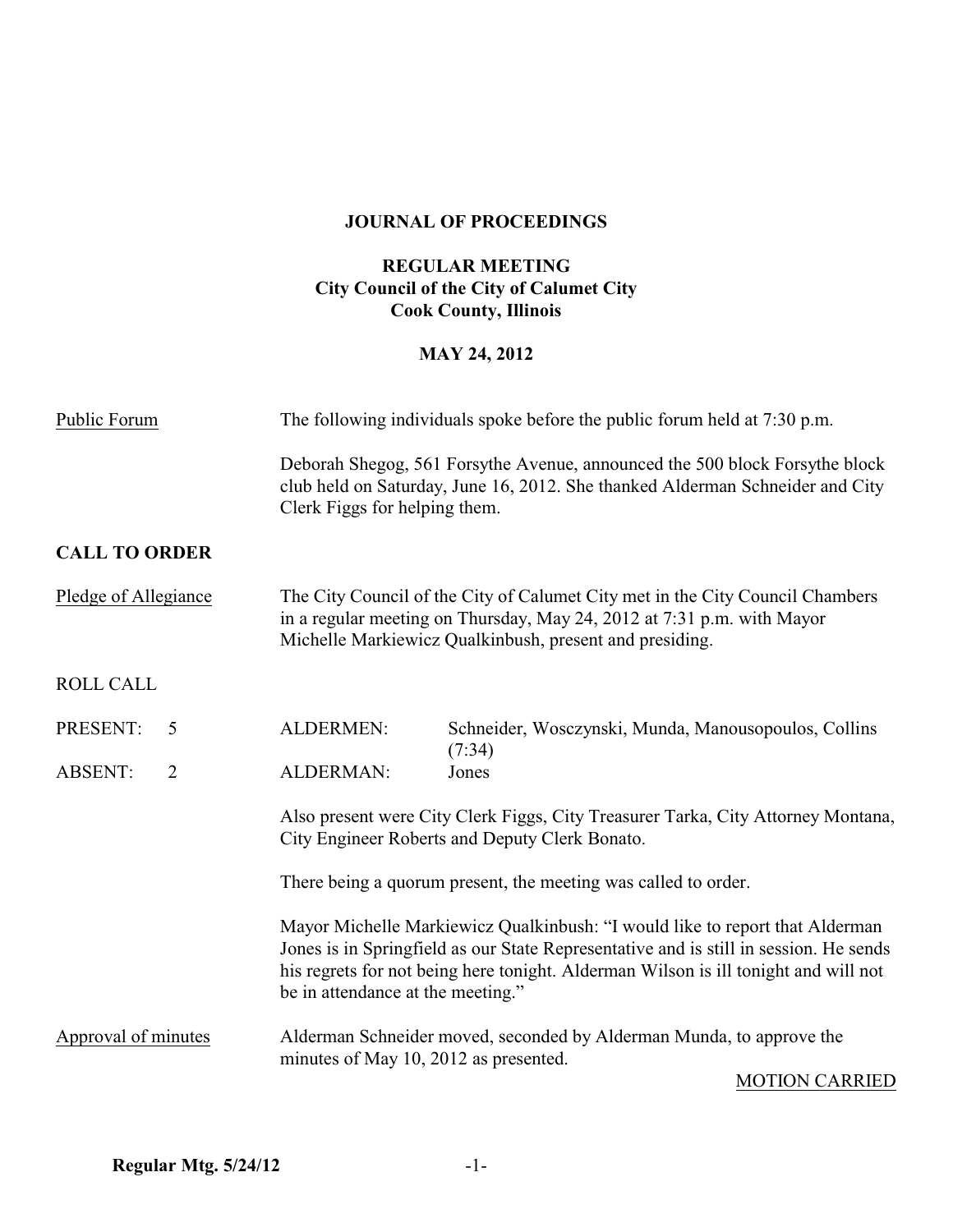**JOURNAL OF PROCEEDINGS**

**REGULAR MEETING**
**City Council of the City of Calumet City**
**Cook County, Illinois**

**MAY 24, 2012**

Public Forum

The following individuals spoke before the public forum held at 7:30 p.m.

Deborah Shegog, 561 Forsythe Avenue, announced the 500 block Forsythe block club held on Saturday, June 16, 2012. She thanked Alderman Schneider and City Clerk Figgs for helping them.

**CALL TO ORDER**

Pledge of Allegiance

The City Council of the City of Calumet City met in the City Council Chambers in a regular meeting on Thursday, May 24, 2012 at 7:31 p.m. with Mayor Michelle Markiewicz Qualkinbush, present and presiding.

ROLL CALL

| | | | |
|---|---|---|---|
| PRESENT: | 5 | ALDERMEN: | Schneider, Wosczynski, Munda, Manousopoulos, Collins (7:34) |
| ABSENT: | 2 | ALDERMAN: | Jones |

Also present were City Clerk Figgs, City Treasurer Tarka, City Attorney Montana, City Engineer Roberts and Deputy Clerk Bonato.

There being a quorum present, the meeting was called to order.

Mayor Michelle Markiewicz Qualkinbush: "I would like to report that Alderman Jones is in Springfield as our State Representative and is still in session. He sends his regrets for not being here tonight. Alderman Wilson is ill tonight and will not be in attendance at the meeting."

Approval of minutes

Alderman Schneider moved, seconded by Alderman Munda, to approve the minutes of May 10, 2012 as presented.

MOTION CARRIED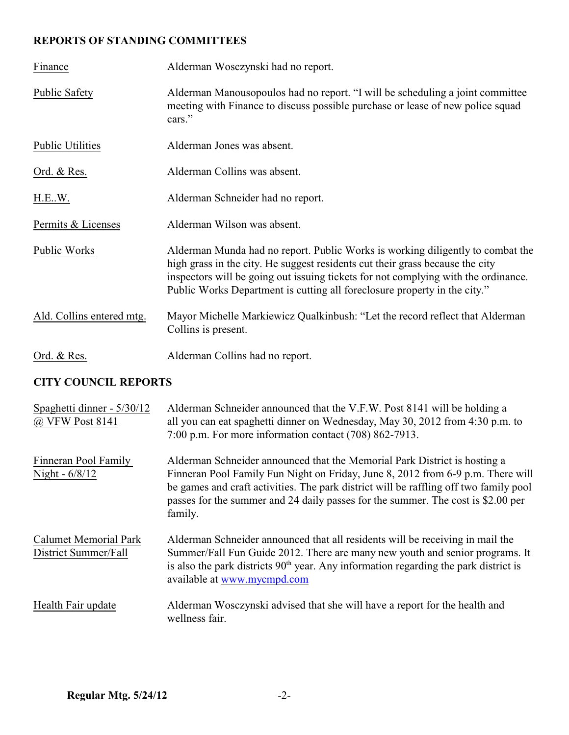**REPORTS OF STANDING COMMITTEES**

| | |
|---|---|
| Finance | Alderman Wosczynski had no report. |
| Public Safety | Alderman Manousopoulos had no report. "I will be scheduling a joint committee meeting with Finance to discuss possible purchase or lease of new police squad cars." |
| Public Utilities | Alderman Jones was absent. |
| Ord. & Res. | Alderman Collins was absent. |
| H.E..W. | Alderman Schneider had no report. |
| Permits & Licenses | Alderman Wilson was absent. |
| Public Works | Alderman Munda had no report. Public Works is working diligently to combat the high grass in the city. He suggest residents cut their grass because the city inspectors will be going out issuing tickets for not complying with the ordinance. Public Works Department is cutting all foreclosure property in the city." |
| Ald. Collins entered mtg. | Mayor Michelle Markiewicz Qualkinbush: "Let the record reflect that Alderman Collins is present. |
| Ord. & Res. | Alderman Collins had no report. |

**CITY COUNCIL REPORTS**

| | |
|---|---|
| Spaghetti dinner - 5/30/12 @ VFW Post 8141 | Alderman Schneider announced that the V.F.W. Post 8141 will be holding a all you can eat spaghetti dinner on Wednesday, May 30, 2012 from 4:30 p.m. to 7:00 p.m. For more information contact (708) 862-7913. |
| Finneran Pool Family Night - 6/8/12 | Alderman Schneider announced that the Memorial Park District is hosting a Finneran Pool Family Fun Night on Friday, June 8, 2012 from 6-9 p.m. There will be games and craft activities. The park district will be raffling off two family pool passes for the summer and 24 daily passes for the summer. The cost is $2.00 per family. |
| Calumet Memorial Park District Summer/Fall | Alderman Schneider announced that all residents will be receiving in mail the Summer/Fall Fun Guide 2012. There are many new youth and senior programs. It is also the park districts 90th year. Any information regarding the park district is available at www.mycmpd.com |
| Health Fair update | Alderman Wosczynski advised that she will have a report for the health and wellness fair. |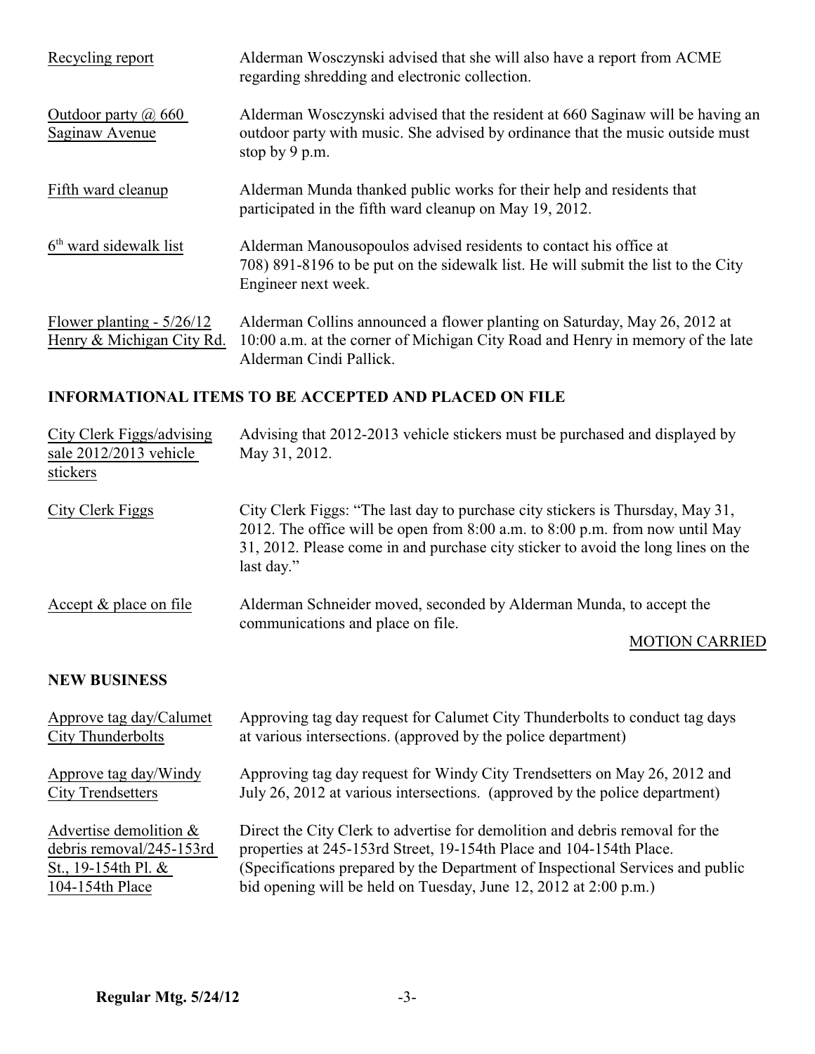Recycling report — Alderman Wosczynski advised that she will also have a report from ACME regarding shredding and electronic collection.

Outdoor party @ 660 Saginaw Avenue — Alderman Wosczynski advised that the resident at 660 Saginaw will be having an outdoor party with music. She advised by ordinance that the music outside must stop by 9 p.m.

Fifth ward cleanup — Alderman Munda thanked public works for their help and residents that participated in the fifth ward cleanup on May 19, 2012.

6th ward sidewalk list — Alderman Manousopoulos advised residents to contact his office at 708) 891-8196 to be put on the sidewalk list. He will submit the list to the City Engineer next week.

Flower planting - 5/26/12 Henry & Michigan City Rd. — Alderman Collins announced a flower planting on Saturday, May 26, 2012 at 10:00 a.m. at the corner of Michigan City Road and Henry in memory of the late Alderman Cindi Pallick.

## INFORMATIONAL ITEMS TO BE ACCEPTED AND PLACED ON FILE

City Clerk Figgs/advising sale 2012/2013 vehicle stickers — Advising that 2012-2013 vehicle stickers must be purchased and displayed by May 31, 2012.

City Clerk Figgs — City Clerk Figgs: "The last day to purchase city stickers is Thursday, May 31, 2012. The office will be open from 8:00 a.m. to 8:00 p.m. from now until May 31, 2012. Please come in and purchase city sticker to avoid the long lines on the last day."

Accept & place on file — Alderman Schneider moved, seconded by Alderman Munda, to accept the communications and place on file.

MOTION CARRIED

## NEW BUSINESS

Approve tag day/Calumet City Thunderbolts — Approving tag day request for Calumet City Thunderbolts to conduct tag days at various intersections. (approved by the police department)

Approve tag day/Windy City Trendsetters — Approving tag day request for Windy City Trendsetters on May 26, 2012 and July 26, 2012 at various intersections. (approved by the police department)

Advertise demolition & debris removal/245-153rd St., 19-154th Pl. & 104-154th Place — Direct the City Clerk to advertise for demolition and debris removal for the properties at 245-153rd Street, 19-154th Place and 104-154th Place. (Specifications prepared by the Department of Inspectional Services and public bid opening will be held on Tuesday, June 12, 2012 at 2:00 p.m.)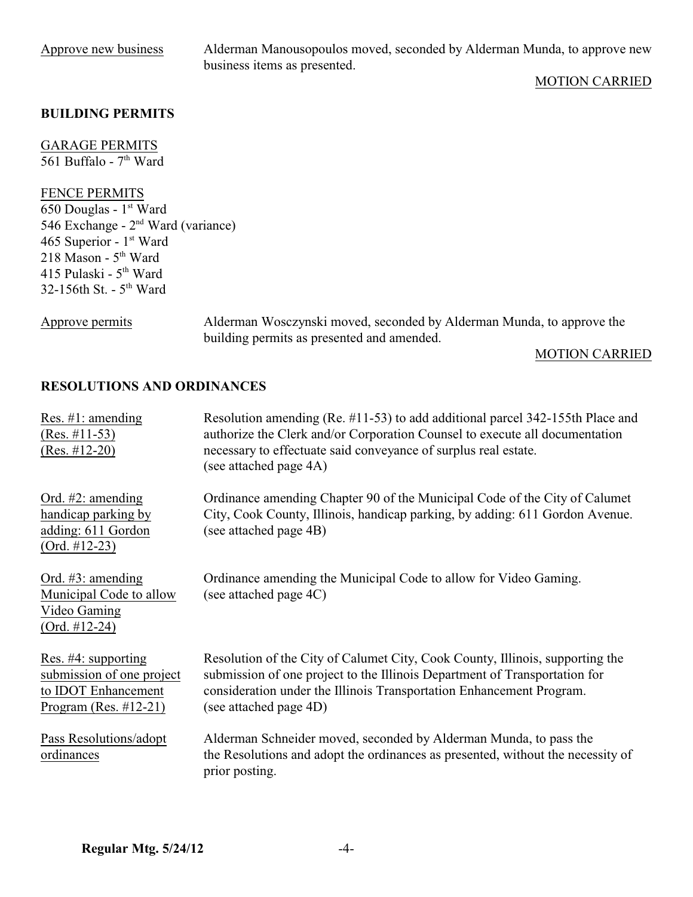Approve new business — Alderman Manousopoulos moved, seconded by Alderman Munda, to approve new business items as presented.

MOTION CARRIED

**BUILDING PERMITS**

GARAGE PERMITS
561 Buffalo - 7th Ward

FENCE PERMITS
650 Douglas - 1st Ward
546 Exchange - 2nd Ward (variance)
465 Superior - 1st Ward
218 Mason - 5th Ward
415 Pulaski - 5th Ward
32-156th St. - 5th Ward

Approve permits — Alderman Wosczynski moved, seconded by Alderman Munda, to approve the building permits as presented and amended.

MOTION CARRIED

**RESOLUTIONS AND ORDINANCES**

Res. #1: amending (Res. #11-53) (Res. #12-20) — Resolution amending (Re. #11-53) to add additional parcel 342-155th Place and authorize the Clerk and/or Corporation Counsel to execute all documentation necessary to effectuate said conveyance of surplus real estate. (see attached page 4A)

Ord. #2: amending handicap parking by adding: 611 Gordon (Ord. #12-23) — Ordinance amending Chapter 90 of the Municipal Code of the City of Calumet City, Cook County, Illinois, handicap parking, by adding: 611 Gordon Avenue. (see attached page 4B)

Ord. #3: amending Municipal Code to allow Video Gaming (Ord. #12-24) — Ordinance amending the Municipal Code to allow for Video Gaming. (see attached page 4C)

Res. #4: supporting submission of one project to IDOT Enhancement Program (Res. #12-21) — Resolution of the City of Calumet City, Cook County, Illinois, supporting the submission of one project to the Illinois Department of Transportation for consideration under the Illinois Transportation Enhancement Program. (see attached page 4D)

Pass Resolutions/adopt ordinances — Alderman Schneider moved, seconded by Alderman Munda, to pass the the Resolutions and adopt the ordinances as presented, without the necessity of prior posting.

**Regular Mtg. 5/24/12**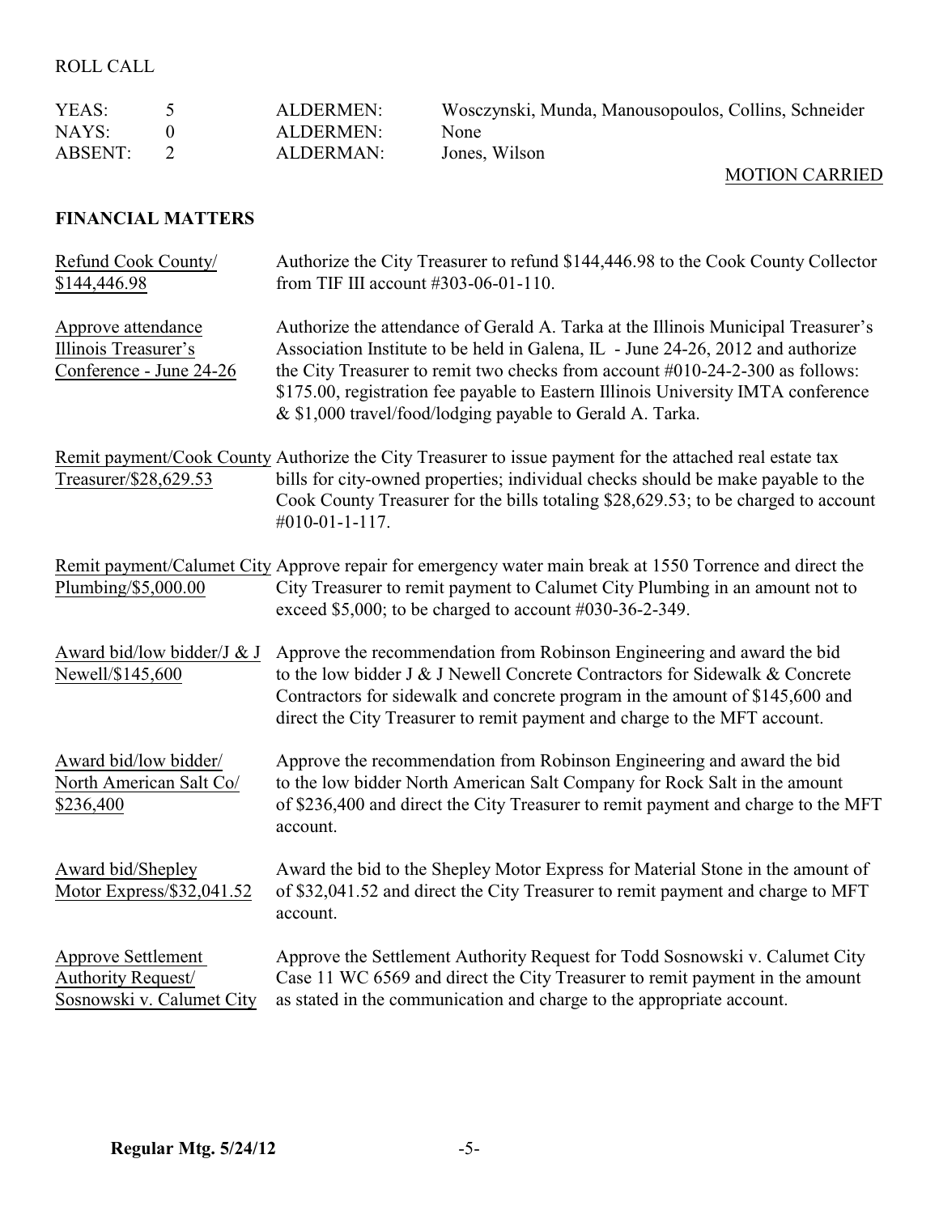ROLL CALL

| | | | |
|---|---|---|---|
| YEAS: | 5 | ALDERMEN: | Wosczynski, Munda, Manousopoulos, Collins, Schneider |
| NAYS: | 0 | ALDERMEN: | None |
| ABSENT: | 2 | ALDERMAN: | Jones, Wilson |

MOTION CARRIED

**FINANCIAL MATTERS**

| | |
|---|---|
| Refund Cook County/ $144,446.98 | Authorize the City Treasurer to refund $144,446.98 to the Cook County Collector from TIF III account #303-06-01-110. |
| Approve attendance Illinois Treasurer's Conference - June 24-26 | Authorize the attendance of Gerald A. Tarka at the Illinois Municipal Treasurer's Association Institute to be held in Galena, IL - June 24-26, 2012 and authorize the City Treasurer to remit two checks from account #010-24-2-300 as follows: $175.00, registration fee payable to Eastern Illinois University IMTA conference & $1,000 travel/food/lodging payable to Gerald A. Tarka. |
| Remit payment/Cook County Treasurer/$28,629.53 | Authorize the City Treasurer to issue payment for the attached real estate tax bills for city-owned properties; individual checks should be make payable to the Cook County Treasurer for the bills totaling $28,629.53; to be charged to account #010-01-1-117. |
| Remit payment/Calumet City Plumbing/$5,000.00 | Approve repair for emergency water main break at 1550 Torrence and direct the City Treasurer to remit payment to Calumet City Plumbing in an amount not to exceed $5,000; to be charged to account #030-36-2-349. |
| Award bid/low bidder/J & J Newell/$145,600 | Approve the recommendation from Robinson Engineering and award the bid to the low bidder J & J Newell Concrete Contractors for Sidewalk & Concrete Contractors for sidewalk and concrete program in the amount of $145,600 and direct the City Treasurer to remit payment and charge to the MFT account. |
| Award bid/low bidder/ North American Salt Co/ $236,400 | Approve the recommendation from Robinson Engineering and award the bid to the low bidder North American Salt Company for Rock Salt in the amount of $236,400 and direct the City Treasurer to remit payment and charge to the MFT account. |
| Award bid/Shepley Motor Express/$32,041.52 | Award the bid to the Shepley Motor Express for Material Stone in the amount of of $32,041.52 and direct the City Treasurer to remit payment and charge to MFT account. |
| Approve Settlement Authority Request/ Sosnowski v. Calumet City | Approve the Settlement Authority Request for Todd Sosnowski v. Calumet City Case 11 WC 6569 and direct the City Treasurer to remit payment in the amount as stated in the communication and charge to the appropriate account. |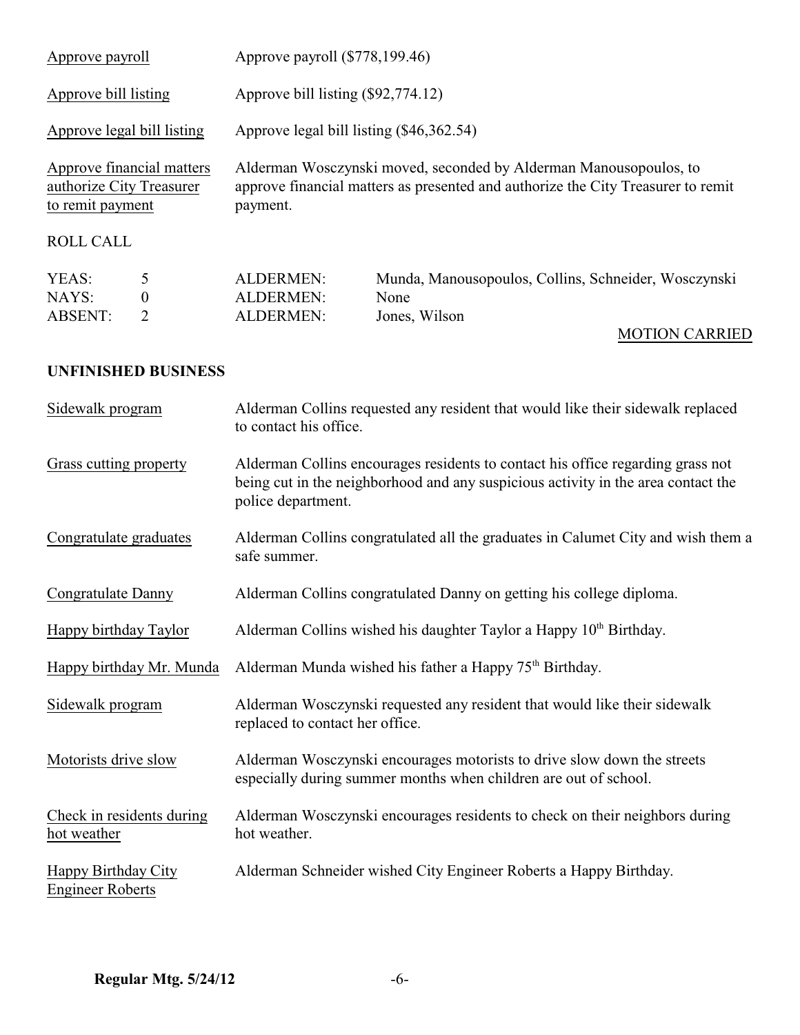<u>Approve payroll</u> Approve payroll ($778,199.46)

<u>Approve bill listing</u> Approve bill listing ($92,774.12)

<u>Approve legal bill listing</u> Approve legal bill listing ($46,362.54)

<u>Approve financial matters authorize City Treasurer to remit payment</u> Alderman Wosczynski moved, seconded by Alderman Manousopoulos, to approve financial matters as presented and authorize the City Treasurer to remit payment.

ROLL CALL

| | | | |
|---|---|---|---|
| YEAS: | 5 | ALDERMEN: | Munda, Manousopoulos, Collins, Schneider, Wosczynski |
| NAYS: | 0 | ALDERMEN: | None |
| ABSENT: | 2 | ALDERMEN: | Jones, Wilson |

<u>MOTION CARRIED</u>

**UNFINISHED BUSINESS**

<u>Sidewalk program</u> Alderman Collins requested any resident that would like their sidewalk replaced to contact his office.

<u>Grass cutting property</u> Alderman Collins encourages residents to contact his office regarding grass not being cut in the neighborhood and any suspicious activity in the area contact the police department.

<u>Congratulate graduates</u> Alderman Collins congratulated all the graduates in Calumet City and wish them a safe summer.

<u>Congratulate Danny</u> Alderman Collins congratulated Danny on getting his college diploma.

<u>Happy birthday Taylor</u> Alderman Collins wished his daughter Taylor a Happy 10th Birthday.

<u>Happy birthday Mr. Munda</u> Alderman Munda wished his father a Happy 75th Birthday.

<u>Sidewalk program</u> Alderman Wosczynski requested any resident that would like their sidewalk replaced to contact her office.

<u>Motorists drive slow</u> Alderman Wosczynski encourages motorists to drive slow down the streets especially during summer months when children are out of school.

<u>Check in residents during hot weather</u> Alderman Wosczynski encourages residents to check on their neighbors during hot weather.

<u>Happy Birthday City Engineer Roberts</u> Alderman Schneider wished City Engineer Roberts a Happy Birthday.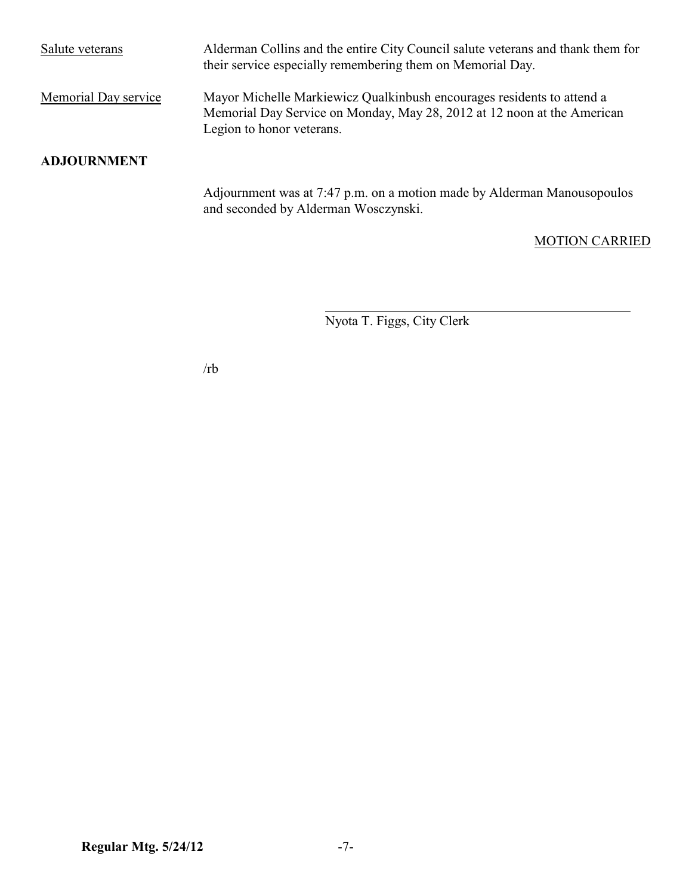Salute veterans — Alderman Collins and the entire City Council salute veterans and thank them for their service especially remembering them on Memorial Day.

Memorial Day service — Mayor Michelle Markiewicz Qualkinbush encourages residents to attend a Memorial Day Service on Monday, May 28, 2012 at 12 noon at the American Legion to honor veterans.

**ADJOURNMENT**

Adjournment was at 7:47 p.m. on a motion made by Alderman Manousopoulos and seconded by Alderman Wosczynski.

MOTION CARRIED

\_\_\_\_\_\_\_\_\_\_\_\_\_\_\_\_\_\_\_\_\_\_\_\_\_\_\_\_\_\_\_\_\_\_\_\_\_\_\_\_

Nyota T. Figgs, City Clerk

/rb

**Regular Mtg. 5/24/12**